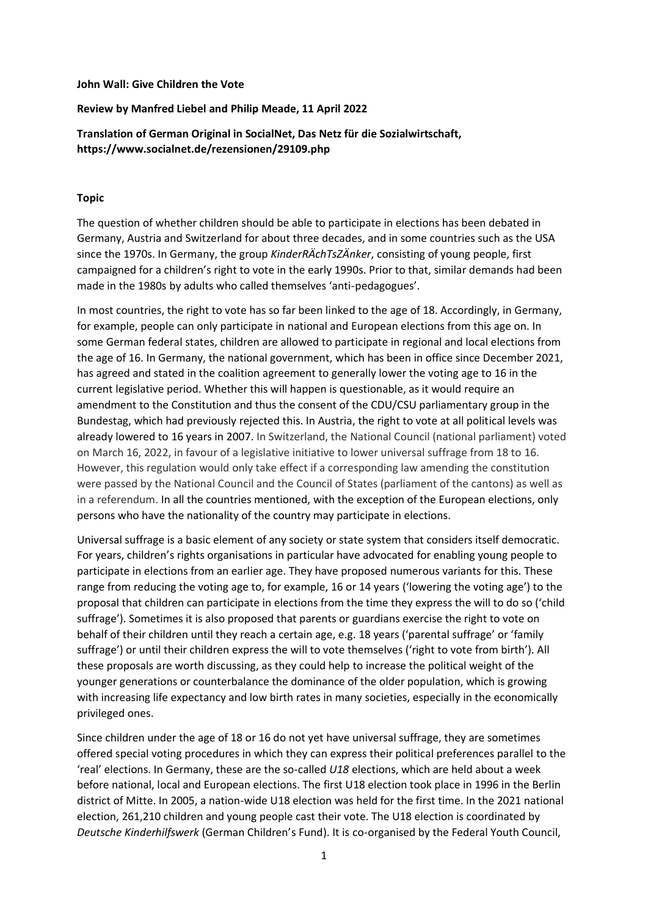**John Wall: Give Children the Vote**

**Review by Manfred Liebel and Philip Meade, 11 April 2022**

**Translation of German Original in SocialNet, Das Netz für die Sozialwirtschaft, https://www.socialnet.de/rezensionen/29109.php**

## Topic

The question of whether children should be able to participate in elections has been debated in Germany, Austria and Switzerland for about three decades, and in some countries such as the USA since the 1970s. In Germany, the group *KinderRÄchTsZÄnker*, consisting of young people, first campaigned for a children's right to vote in the early 1990s. Prior to that, similar demands had been made in the 1980s by adults who called themselves 'anti-pedagogues'.

In most countries, the right to vote has so far been linked to the age of 18. Accordingly, in Germany, for example, people can only participate in national and European elections from this age on. In some German federal states, children are allowed to participate in regional and local elections from the age of 16. In Germany, the national government, which has been in office since December 2021, has agreed and stated in the coalition agreement to generally lower the voting age to 16 in the current legislative period. Whether this will happen is questionable, as it would require an amendment to the Constitution and thus the consent of the CDU/CSU parliamentary group in the Bundestag, which had previously rejected this. In Austria, the right to vote at all political levels was already lowered to 16 years in 2007. In Switzerland, the National Council (national parliament) voted on March 16, 2022, in favour of a legislative initiative to lower universal suffrage from 18 to 16. However, this regulation would only take effect if a corresponding law amending the constitution were passed by the National Council and the Council of States (parliament of the cantons) as well as in a referendum. In all the countries mentioned, with the exception of the European elections, only persons who have the nationality of the country may participate in elections.

Universal suffrage is a basic element of any society or state system that considers itself democratic. For years, children's rights organisations in particular have advocated for enabling young people to participate in elections from an earlier age. They have proposed numerous variants for this. These range from reducing the voting age to, for example, 16 or 14 years ('lowering the voting age') to the proposal that children can participate in elections from the time they express the will to do so ('child suffrage'). Sometimes it is also proposed that parents or guardians exercise the right to vote on behalf of their children until they reach a certain age, e.g. 18 years ('parental suffrage' or 'family suffrage') or until their children express the will to vote themselves ('right to vote from birth'). All these proposals are worth discussing, as they could help to increase the political weight of the younger generations or counterbalance the dominance of the older population, which is growing with increasing life expectancy and low birth rates in many societies, especially in the economically privileged ones.

Since children under the age of 18 or 16 do not yet have universal suffrage, they are sometimes offered special voting procedures in which they can express their political preferences parallel to the 'real' elections. In Germany, these are the so-called *U18* elections, which are held about a week before national, local and European elections. The first U18 election took place in 1996 in the Berlin district of Mitte. In 2005, a nation-wide U18 election was held for the first time. In the 2021 national election, 261,210 children and young people cast their vote. The U18 election is coordinated by *Deutsche Kinderhilfswerk* (German Children's Fund). It is co-organised by the Federal Youth Council,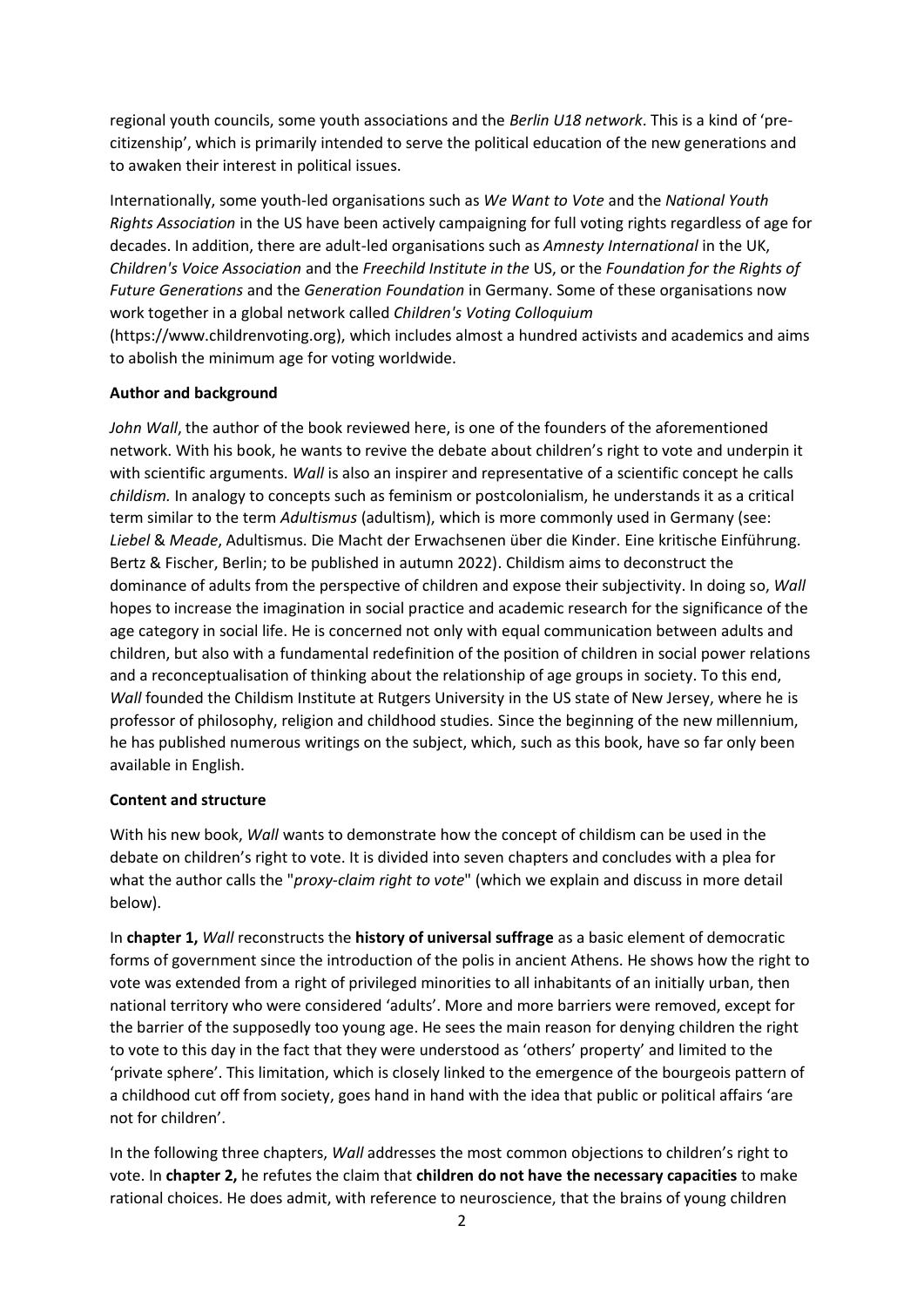regional youth councils, some youth associations and the *Berlin U18 network*. This is a kind of 'pre-citizenship', which is primarily intended to serve the political education of the new generations and to awaken their interest in political issues.

Internationally, some youth-led organisations such as *We Want to Vote* and the *National Youth Rights Association* in the US have been actively campaigning for full voting rights regardless of age for decades. In addition, there are adult-led organisations such as *Amnesty International* in the UK, *Children's Voice Association* and the *Freechild Institute in the* US, or the *Foundation for the Rights of Future Generations* and the *Generation Foundation* in Germany. Some of these organisations now work together in a global network called *Children's Voting Colloquium* (https://www.childrenvoting.org), which includes almost a hundred activists and academics and aims to abolish the minimum age for voting worldwide.

**Author and background**

*John Wall*, the author of the book reviewed here, is one of the founders of the aforementioned network. With his book, he wants to revive the debate about children's right to vote and underpin it with scientific arguments. *Wall* is also an inspirer and representative of a scientific concept he calls *childism.* In analogy to concepts such as feminism or postcolonialism, he understands it as a critical term similar to the term *Adultismus* (adultism), which is more commonly used in Germany (see: *Liebel* & *Meade*, Adultismus. Die Macht der Erwachsenen über die Kinder. Eine kritische Einführung. Bertz & Fischer, Berlin; to be published in autumn 2022). Childism aims to deconstruct the dominance of adults from the perspective of children and expose their subjectivity. In doing so, *Wall* hopes to increase the imagination in social practice and academic research for the significance of the age category in social life. He is concerned not only with equal communication between adults and children, but also with a fundamental redefinition of the position of children in social power relations and a reconceptualisation of thinking about the relationship of age groups in society. To this end, *Wall* founded the Childism Institute at Rutgers University in the US state of New Jersey, where he is professor of philosophy, religion and childhood studies. Since the beginning of the new millennium, he has published numerous writings on the subject, which, such as this book, have so far only been available in English.

**Content and structure**

With his new book, *Wall* wants to demonstrate how the concept of childism can be used in the debate on children's right to vote. It is divided into seven chapters and concludes with a plea for what the author calls the "*proxy-claim right to vote*" (which we explain and discuss in more detail below).

In **chapter 1,** *Wall* reconstructs the **history of universal suffrage** as a basic element of democratic forms of government since the introduction of the polis in ancient Athens. He shows how the right to vote was extended from a right of privileged minorities to all inhabitants of an initially urban, then national territory who were considered 'adults'. More and more barriers were removed, except for the barrier of the supposedly too young age. He sees the main reason for denying children the right to vote to this day in the fact that they were understood as 'others' property' and limited to the 'private sphere'. This limitation, which is closely linked to the emergence of the bourgeois pattern of a childhood cut off from society, goes hand in hand with the idea that public or political affairs 'are not for children'.

In the following three chapters, *Wall* addresses the most common objections to children's right to vote. In **chapter 2,** he refutes the claim that **children do not have the necessary capacities** to make rational choices. He does admit, with reference to neuroscience, that the brains of young children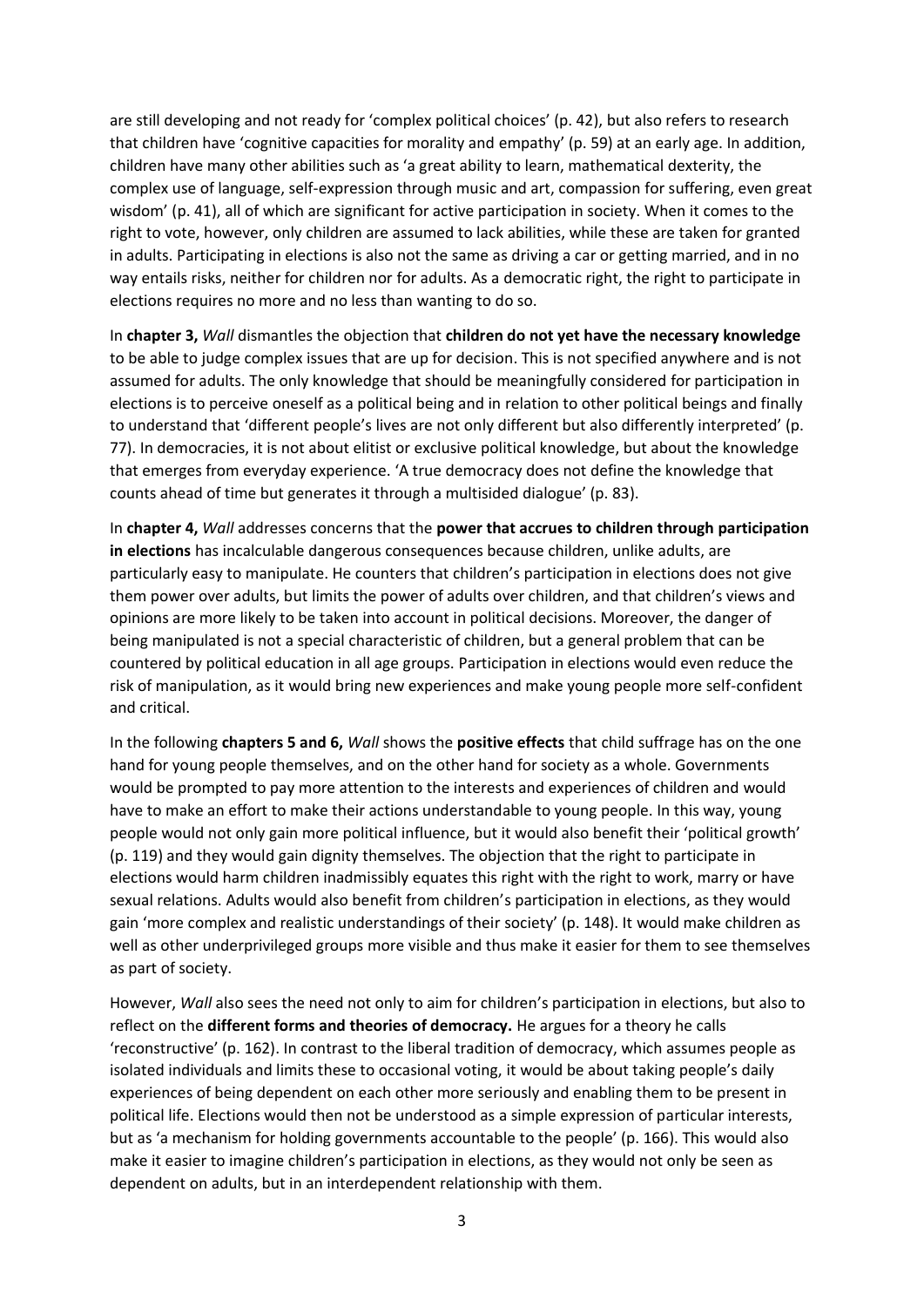are still developing and not ready for 'complex political choices' (p. 42), but also refers to research that children have 'cognitive capacities for morality and empathy' (p. 59) at an early age. In addition, children have many other abilities such as 'a great ability to learn, mathematical dexterity, the complex use of language, self-expression through music and art, compassion for suffering, even great wisdom' (p. 41), all of which are significant for active participation in society. When it comes to the right to vote, however, only children are assumed to lack abilities, while these are taken for granted in adults. Participating in elections is also not the same as driving a car or getting married, and in no way entails risks, neither for children nor for adults. As a democratic right, the right to participate in elections requires no more and no less than wanting to do so.

In **chapter 3,** *Wall* dismantles the objection that **children do not yet have the necessary knowledge** to be able to judge complex issues that are up for decision. This is not specified anywhere and is not assumed for adults. The only knowledge that should be meaningfully considered for participation in elections is to perceive oneself as a political being and in relation to other political beings and finally to understand that 'different people's lives are not only different but also differently interpreted' (p. 77). In democracies, it is not about elitist or exclusive political knowledge, but about the knowledge that emerges from everyday experience. 'A true democracy does not define the knowledge that counts ahead of time but generates it through a multisided dialogue' (p. 83).

In **chapter 4,** *Wall* addresses concerns that the **power that accrues to children through participation in elections** has incalculable dangerous consequences because children, unlike adults, are particularly easy to manipulate. He counters that children's participation in elections does not give them power over adults, but limits the power of adults over children, and that children's views and opinions are more likely to be taken into account in political decisions. Moreover, the danger of being manipulated is not a special characteristic of children, but a general problem that can be countered by political education in all age groups. Participation in elections would even reduce the risk of manipulation, as it would bring new experiences and make young people more self-confident and critical.

In the following **chapters 5 and 6,** *Wall* shows the **positive effects** that child suffrage has on the one hand for young people themselves, and on the other hand for society as a whole. Governments would be prompted to pay more attention to the interests and experiences of children and would have to make an effort to make their actions understandable to young people. In this way, young people would not only gain more political influence, but it would also benefit their 'political growth' (p. 119) and they would gain dignity themselves. The objection that the right to participate in elections would harm children inadmissibly equates this right with the right to work, marry or have sexual relations. Adults would also benefit from children's participation in elections, as they would gain 'more complex and realistic understandings of their society' (p. 148). It would make children as well as other underprivileged groups more visible and thus make it easier for them to see themselves as part of society.

However, *Wall* also sees the need not only to aim for children's participation in elections, but also to reflect on the **different forms and theories of democracy.** He argues for a theory he calls 'reconstructive' (p. 162). In contrast to the liberal tradition of democracy, which assumes people as isolated individuals and limits these to occasional voting, it would be about taking people's daily experiences of being dependent on each other more seriously and enabling them to be present in political life. Elections would then not be understood as a simple expression of particular interests, but as 'a mechanism for holding governments accountable to the people' (p. 166). This would also make it easier to imagine children's participation in elections, as they would not only be seen as dependent on adults, but in an interdependent relationship with them.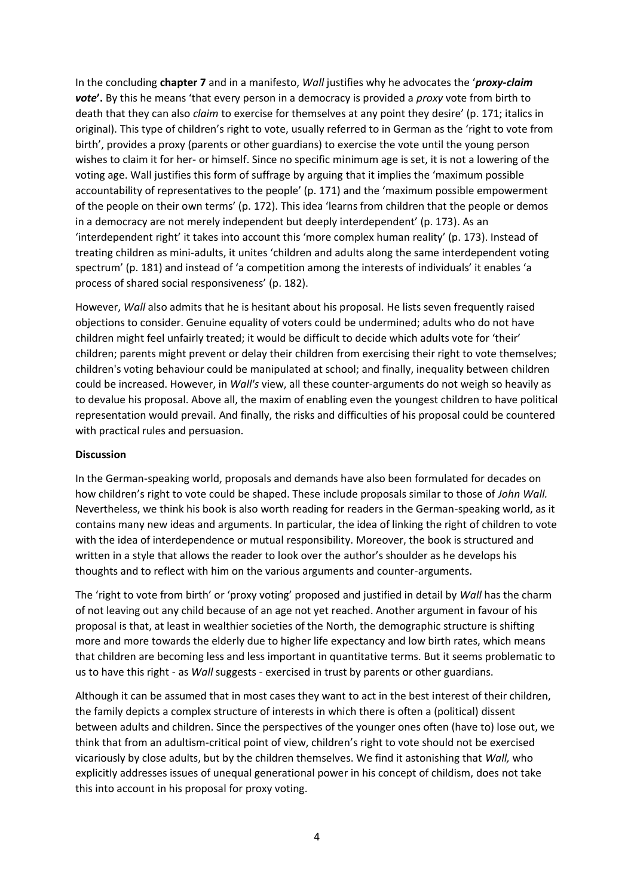In the concluding **chapter 7** and in a manifesto, *Wall* justifies why he advocates the '***proxy-claim vote***'. By this he means 'that every person in a democracy is provided a *proxy* vote from birth to death that they can also *claim* to exercise for themselves at any point they desire' (p. 171; italics in original). This type of children's right to vote, usually referred to in German as the 'right to vote from birth', provides a proxy (parents or other guardians) to exercise the vote until the young person wishes to claim it for her- or himself. Since no specific minimum age is set, it is not a lowering of the voting age. Wall justifies this form of suffrage by arguing that it implies the 'maximum possible accountability of representatives to the people' (p. 171) and the 'maximum possible empowerment of the people on their own terms' (p. 172). This idea 'learns from children that the people or demos in a democracy are not merely independent but deeply interdependent' (p. 173). As an 'interdependent right' it takes into account this 'more complex human reality' (p. 173). Instead of treating children as mini-adults, it unites 'children and adults along the same interdependent voting spectrum' (p. 181) and instead of 'a competition among the interests of individuals' it enables 'a process of shared social responsiveness' (p. 182).

However, *Wall* also admits that he is hesitant about his proposal. He lists seven frequently raised objections to consider. Genuine equality of voters could be undermined; adults who do not have children might feel unfairly treated; it would be difficult to decide which adults vote for 'their' children; parents might prevent or delay their children from exercising their right to vote themselves; children's voting behaviour could be manipulated at school; and finally, inequality between children could be increased. However, in *Wall's* view, all these counter-arguments do not weigh so heavily as to devalue his proposal. Above all, the maxim of enabling even the youngest children to have political representation would prevail. And finally, the risks and difficulties of his proposal could be countered with practical rules and persuasion.

**Discussion**

In the German-speaking world, proposals and demands have also been formulated for decades on how children's right to vote could be shaped. These include proposals similar to those of *John Wall.* Nevertheless, we think his book is also worth reading for readers in the German-speaking world, as it contains many new ideas and arguments. In particular, the idea of linking the right of children to vote with the idea of interdependence or mutual responsibility. Moreover, the book is structured and written in a style that allows the reader to look over the author's shoulder as he develops his thoughts and to reflect with him on the various arguments and counter-arguments.

The 'right to vote from birth' or 'proxy voting' proposed and justified in detail by *Wall* has the charm of not leaving out any child because of an age not yet reached. Another argument in favour of his proposal is that, at least in wealthier societies of the North, the demographic structure is shifting more and more towards the elderly due to higher life expectancy and low birth rates, which means that children are becoming less and less important in quantitative terms. But it seems problematic to us to have this right - as *Wall* suggests - exercised in trust by parents or other guardians.

Although it can be assumed that in most cases they want to act in the best interest of their children, the family depicts a complex structure of interests in which there is often a (political) dissent between adults and children. Since the perspectives of the younger ones often (have to) lose out, we think that from an adultism-critical point of view, children's right to vote should not be exercised vicariously by close adults, but by the children themselves. We find it astonishing that *Wall,* who explicitly addresses issues of unequal generational power in his concept of childism, does not take this into account in his proposal for proxy voting.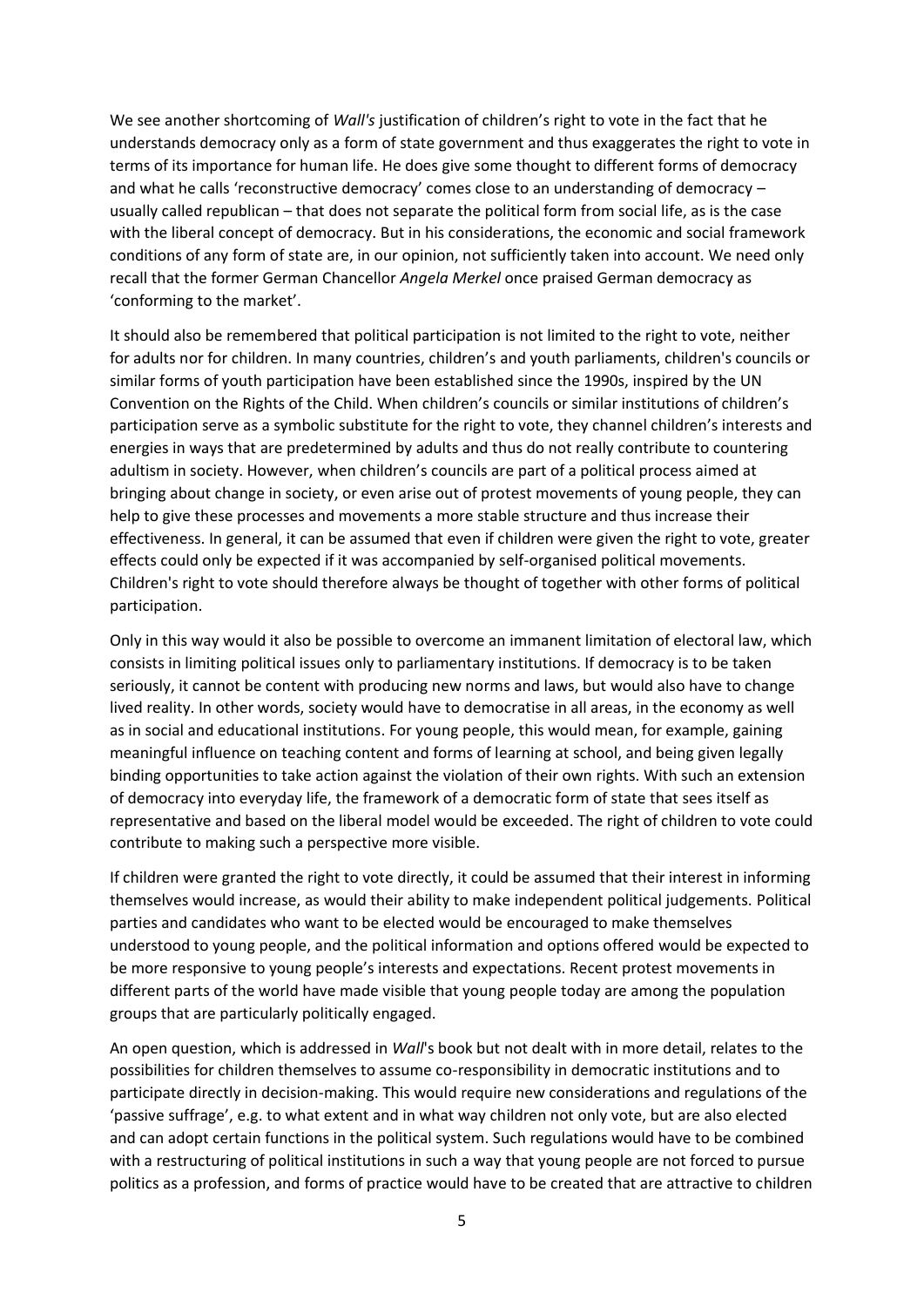We see another shortcoming of *Wall's* justification of children's right to vote in the fact that he understands democracy only as a form of state government and thus exaggerates the right to vote in terms of its importance for human life. He does give some thought to different forms of democracy and what he calls 'reconstructive democracy' comes close to an understanding of democracy – usually called republican – that does not separate the political form from social life, as is the case with the liberal concept of democracy. But in his considerations, the economic and social framework conditions of any form of state are, in our opinion, not sufficiently taken into account. We need only recall that the former German Chancellor *Angela Merkel* once praised German democracy as 'conforming to the market'.

It should also be remembered that political participation is not limited to the right to vote, neither for adults nor for children. In many countries, children's and youth parliaments, children's councils or similar forms of youth participation have been established since the 1990s, inspired by the UN Convention on the Rights of the Child. When children's councils or similar institutions of children's participation serve as a symbolic substitute for the right to vote, they channel children's interests and energies in ways that are predetermined by adults and thus do not really contribute to countering adultism in society. However, when children's councils are part of a political process aimed at bringing about change in society, or even arise out of protest movements of young people, they can help to give these processes and movements a more stable structure and thus increase their effectiveness. In general, it can be assumed that even if children were given the right to vote, greater effects could only be expected if it was accompanied by self-organised political movements. Children's right to vote should therefore always be thought of together with other forms of political participation.

Only in this way would it also be possible to overcome an immanent limitation of electoral law, which consists in limiting political issues only to parliamentary institutions. If democracy is to be taken seriously, it cannot be content with producing new norms and laws, but would also have to change lived reality. In other words, society would have to democratise in all areas, in the economy as well as in social and educational institutions. For young people, this would mean, for example, gaining meaningful influence on teaching content and forms of learning at school, and being given legally binding opportunities to take action against the violation of their own rights. With such an extension of democracy into everyday life, the framework of a democratic form of state that sees itself as representative and based on the liberal model would be exceeded. The right of children to vote could contribute to making such a perspective more visible.

If children were granted the right to vote directly, it could be assumed that their interest in informing themselves would increase, as would their ability to make independent political judgements. Political parties and candidates who want to be elected would be encouraged to make themselves understood to young people, and the political information and options offered would be expected to be more responsive to young people's interests and expectations. Recent protest movements in different parts of the world have made visible that young people today are among the population groups that are particularly politically engaged.

An open question, which is addressed in *Wall*'s book but not dealt with in more detail, relates to the possibilities for children themselves to assume co-responsibility in democratic institutions and to participate directly in decision-making. This would require new considerations and regulations of the 'passive suffrage', e.g. to what extent and in what way children not only vote, but are also elected and can adopt certain functions in the political system. Such regulations would have to be combined with a restructuring of political institutions in such a way that young people are not forced to pursue politics as a profession, and forms of practice would have to be created that are attractive to children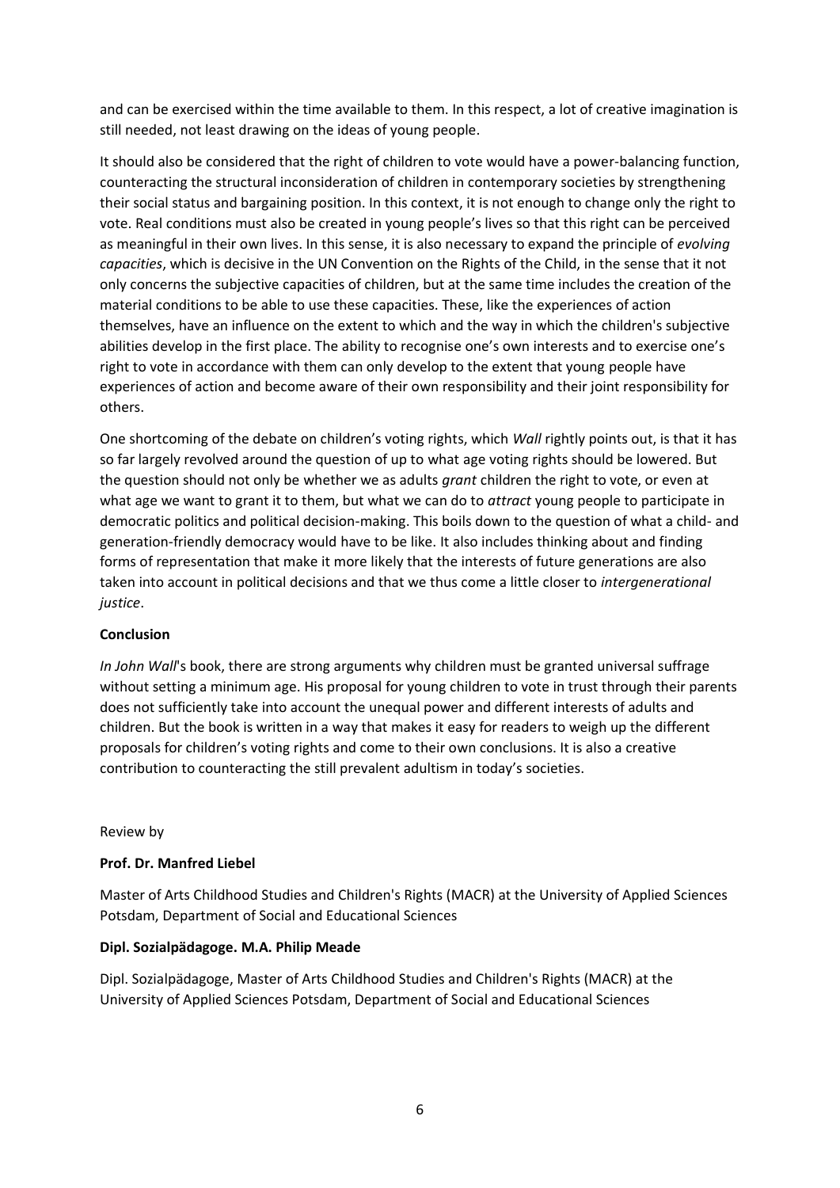and can be exercised within the time available to them. In this respect, a lot of creative imagination is still needed, not least drawing on the ideas of young people.

It should also be considered that the right of children to vote would have a power-balancing function, counteracting the structural inconsideration of children in contemporary societies by strengthening their social status and bargaining position. In this context, it is not enough to change only the right to vote. Real conditions must also be created in young people's lives so that this right can be perceived as meaningful in their own lives. In this sense, it is also necessary to expand the principle of *evolving capacities*, which is decisive in the UN Convention on the Rights of the Child, in the sense that it not only concerns the subjective capacities of children, but at the same time includes the creation of the material conditions to be able to use these capacities. These, like the experiences of action themselves, have an influence on the extent to which and the way in which the children's subjective abilities develop in the first place. The ability to recognise one's own interests and to exercise one's right to vote in accordance with them can only develop to the extent that young people have experiences of action and become aware of their own responsibility and their joint responsibility for others.

One shortcoming of the debate on children's voting rights, which *Wall* rightly points out, is that it has so far largely revolved around the question of up to what age voting rights should be lowered. But the question should not only be whether we as adults *grant* children the right to vote, or even at what age we want to grant it to them, but what we can do to *attract* young people to participate in democratic politics and political decision-making. This boils down to the question of what a child- and generation-friendly democracy would have to be like. It also includes thinking about and finding forms of representation that make it more likely that the interests of future generations are also taken into account in political decisions and that we thus come a little closer to *intergenerational justice*.

**Conclusion**

*In John Wall*'s book, there are strong arguments why children must be granted universal suffrage without setting a minimum age. His proposal for young children to vote in trust through their parents does not sufficiently take into account the unequal power and different interests of adults and children. But the book is written in a way that makes it easy for readers to weigh up the different proposals for children's voting rights and come to their own conclusions. It is also a creative contribution to counteracting the still prevalent adultism in today's societies.

Review by

**Prof. Dr. Manfred Liebel**

Master of Arts Childhood Studies and Children's Rights (MACR) at the University of Applied Sciences Potsdam, Department of Social and Educational Sciences

**Dipl. Sozialpädagoge. M.A. Philip Meade**

Dipl. Sozialpädagoge, Master of Arts Childhood Studies and Children's Rights (MACR) at the University of Applied Sciences Potsdam, Department of Social and Educational Sciences